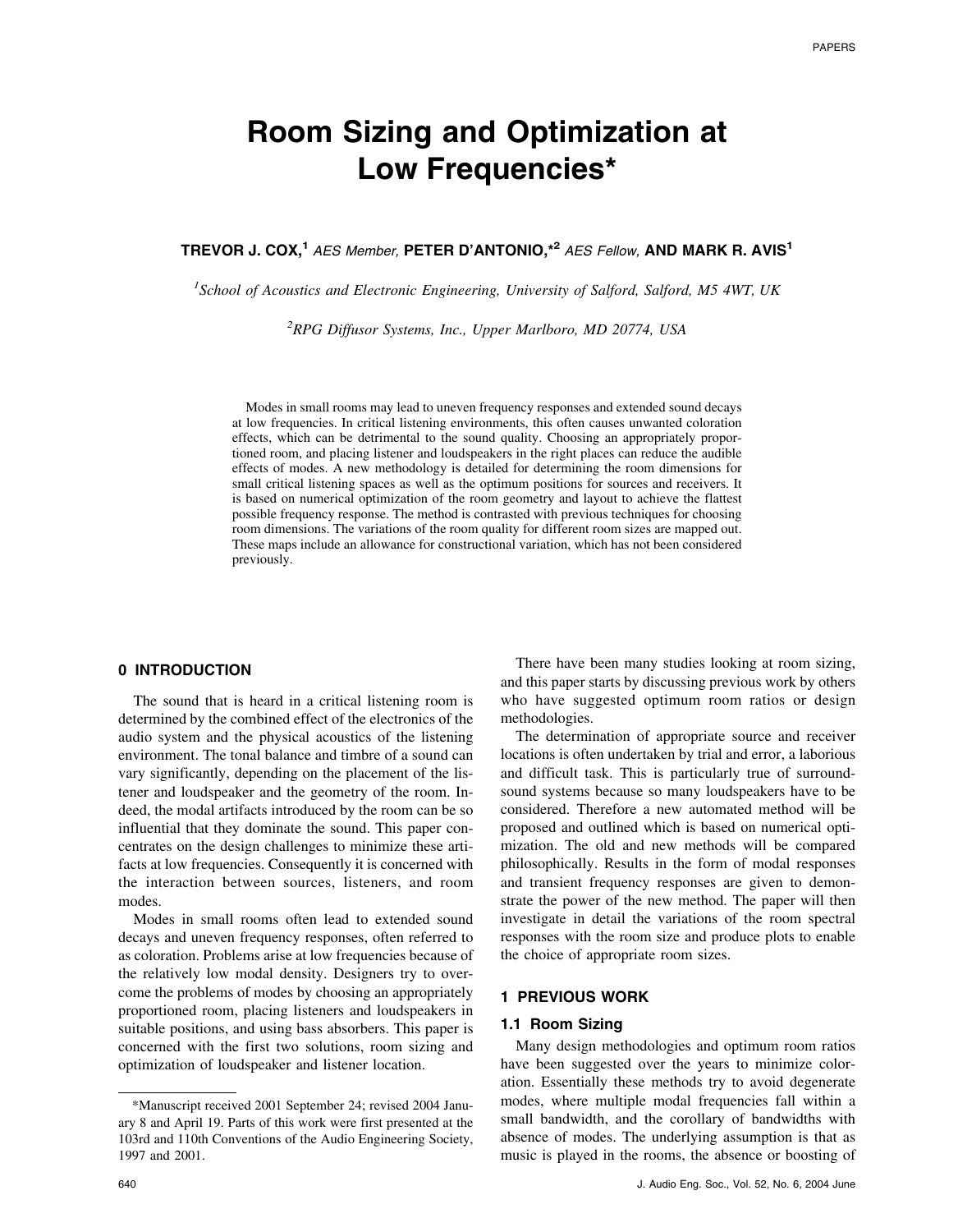# Room Sizing and Optimization at Low Frequencies*

**TREVOR J. COX,[1]** *AES Member,* **PETER D'ANTONIO,*[2]** *AES Fellow,* **AND MARK R. AVIS[1]**

*[1]School of Acoustics and Electronic Engineering, University of Salford, Salford, M5 4WT, UK*

*[2]RPG Diffusor Systems, Inc., Upper Marlboro, MD 20774, USA*

Modes in small rooms may lead to uneven frequency responses and extended sound decays at low frequencies. In critical listening environments, this often causes unwanted coloration effects, which can be detrimental to the sound quality. Choosing an appropriately proportioned room, and placing listener and loudspeakers in the right places can reduce the audible effects of modes. A new methodology is detailed for determining the room dimensions for small critical listening spaces as well as the optimum positions for sources and receivers. It is based on numerical optimization of the room geometry and layout to achieve the flattest possible frequency response. The method is contrasted with previous techniques for choosing room dimensions. The variations of the room quality for different room sizes are mapped out. These maps include an allowance for constructional variation, which has not been considered previously.

## 0 INTRODUCTION

The sound that is heard in a critical listening room is determined by the combined effect of the electronics of the audio system and the physical acoustics of the listening environment. The tonal balance and timbre of a sound can vary significantly, depending on the placement of the listener and loudspeaker and the geometry of the room. Indeed, the modal artifacts introduced by the room can be so influential that they dominate the sound. This paper concentrates on the design challenges to minimize these artifacts at low frequencies. Consequently it is concerned with the interaction between sources, listeners, and room modes.

Modes in small rooms often lead to extended sound decays and uneven frequency responses, often referred to as coloration. Problems arise at low frequencies because of the relatively low modal density. Designers try to overcome the problems of modes by choosing an appropriately proportioned room, placing listeners and loudspeakers in suitable positions, and using bass absorbers. This paper is concerned with the first two solutions, room sizing and optimization of loudspeaker and listener location.

There have been many studies looking at room sizing, and this paper starts by discussing previous work by others who have suggested optimum room ratios or design methodologies.

The determination of appropriate source and receiver locations is often undertaken by trial and error, a laborious and difficult task. This is particularly true of surround-sound systems because so many loudspeakers have to be considered. Therefore a new automated method will be proposed and outlined which is based on numerical optimization. The old and new methods will be compared philosophically. Results in the form of modal responses and transient frequency responses are given to demonstrate the power of the new method. The paper will then investigate in detail the variations of the room spectral responses with the room size and produce plots to enable the choice of appropriate room sizes.

## 1 PREVIOUS WORK

### 1.1 Room Sizing

Many design methodologies and optimum room ratios have been suggested over the years to minimize coloration. Essentially these methods try to avoid degenerate modes, where multiple modal frequencies fall within a small bandwidth, and the corollary of bandwidths with absence of modes. The underlying assumption is that as music is played in the rooms, the absence or boosting of

*Manuscript received 2001 September 24; revised 2004 January 8 and April 19. Parts of this work were first presented at the 103rd and 110th Conventions of the Audio Engineering Society, 1997 and 2001.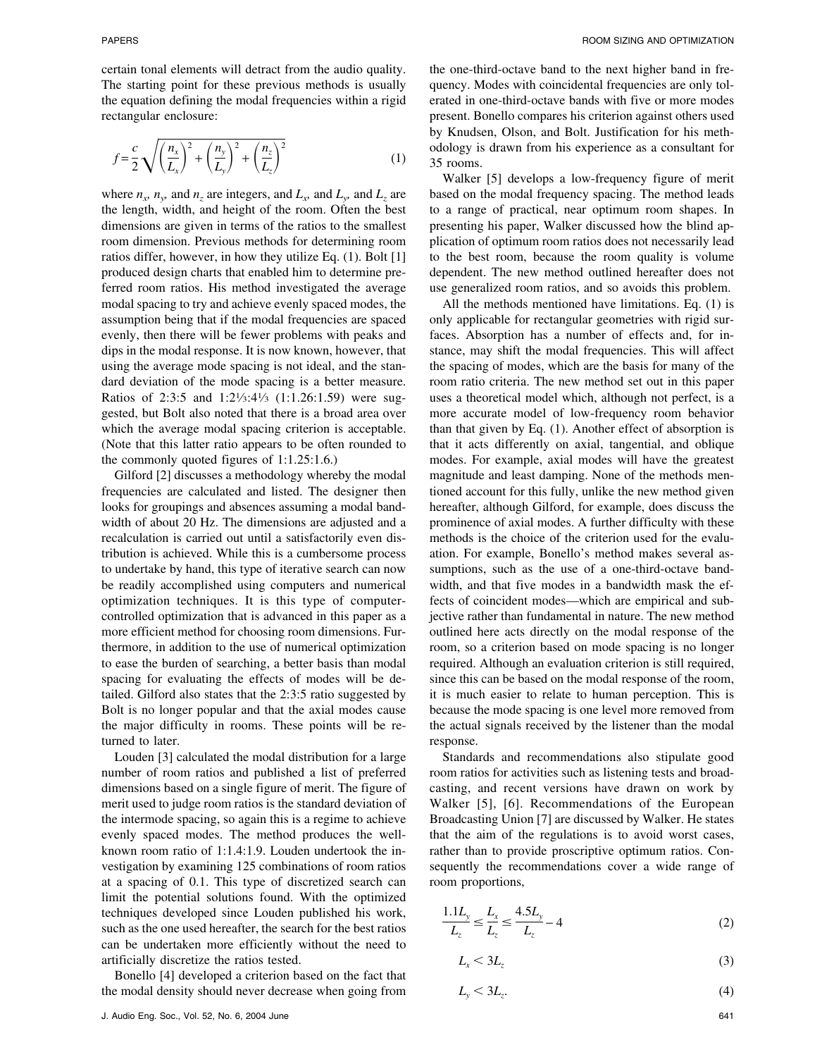certain tonal elements will detract from the audio quality. The starting point for these previous methods is usually the equation defining the modal frequencies within a rigid rectangular enclosure:

$$f = \frac{c}{2}\sqrt{\left(\frac{n_x}{L_x}\right)^2 + \left(\frac{n_y}{L_y}\right)^2 + \left(\frac{n_z}{L_z}\right)^2} \tag{1}$$

where $n_x$, $n_y$, and $n_z$ are integers, and $L_x$, and $L_y$, and $L_z$ are the length, width, and height of the room. Often the best dimensions are given in terms of the ratios to the smallest room dimension. Previous methods for determining room ratios differ, however, in how they utilize Eq. (1). Bolt [1] produced design charts that enabled him to determine preferred room ratios. His method investigated the average modal spacing to try and achieve evenly spaced modes, the assumption being that if the modal frequencies are spaced evenly, then there will be fewer problems with peaks and dips in the modal response. It is now known, however, that using the average mode spacing is not ideal, and the standard deviation of the mode spacing is a better measure. Ratios of 2:3:5 and 1:2⅓:4⅓ (1:1.26:1.59) were suggested, but Bolt also noted that there is a broad area over which the average modal spacing criterion is acceptable. (Note that this latter ratio appears to be often rounded to the commonly quoted figures of 1:1.25:1.6.)

Gilford [2] discusses a methodology whereby the modal frequencies are calculated and listed. The designer then looks for groupings and absences assuming a modal bandwidth of about 20 Hz. The dimensions are adjusted and a recalculation is carried out until a satisfactorily even distribution is achieved. While this is a cumbersome process to undertake by hand, this type of iterative search can now be readily accomplished using computers and numerical optimization techniques. It is this type of computer-controlled optimization that is advanced in this paper as a more efficient method for choosing room dimensions. Furthermore, in addition to the use of numerical optimization to ease the burden of searching, a better basis than modal spacing for evaluating the effects of modes will be detailed. Gilford also states that the 2:3:5 ratio suggested by Bolt is no longer popular and that the axial modes cause the major difficulty in rooms. These points will be returned to later.

Louden [3] calculated the modal distribution for a large number of room ratios and published a list of preferred dimensions based on a single figure of merit. The figure of merit used to judge room ratios is the standard deviation of the intermode spacing, so again this is a regime to achieve evenly spaced modes. The method produces the well-known room ratio of 1:1.4:1.9. Louden undertook the investigation by examining 125 combinations of room ratios at a spacing of 0.1. This type of discretized search can limit the potential solutions found. With the optimized techniques developed since Louden published his work, such as the one used hereafter, the search for the best ratios can be undertaken more efficiently without the need to artificially discretize the ratios tested.

Bonello [4] developed a criterion based on the fact that the modal density should never decrease when going from the one-third-octave band to the next higher band in frequency. Modes with coincidental frequencies are only tolerated in one-third-octave bands with five or more modes present. Bonello compares his criterion against others used by Knudsen, Olson, and Bolt. Justification for his methodology is drawn from his experience as a consultant for 35 rooms.

Walker [5] develops a low-frequency figure of merit based on the modal frequency spacing. The method leads to a range of practical, near optimum room shapes. In presenting his paper, Walker discussed how the blind application of optimum room ratios does not necessarily lead to the best room, because the room quality is volume dependent. The new method outlined hereafter does not use generalized room ratios, and so avoids this problem.

All the methods mentioned have limitations. Eq. (1) is only applicable for rectangular geometries with rigid surfaces. Absorption has a number of effects and, for instance, may shift the modal frequencies. This will affect the spacing of modes, which are the basis for many of the room ratio criteria. The new method set out in this paper uses a theoretical model which, although not perfect, is a more accurate model of low-frequency room behavior than that given by Eq. (1). Another effect of absorption is that it acts differently on axial, tangential, and oblique modes. For example, axial modes will have the greatest magnitude and least damping. None of the methods mentioned account for this fully, unlike the new method given hereafter, although Gilford, for example, does discuss the prominence of axial modes. A further difficulty with these methods is the choice of the criterion used for the evaluation. For example, Bonello's method makes several assumptions, such as the use of a one-third-octave bandwidth, and that five modes in a bandwidth mask the effects of coincident modes—which are empirical and subjective rather than fundamental in nature. The new method outlined here acts directly on the modal response of the room, so a criterion based on mode spacing is no longer required. Although an evaluation criterion is still required, since this can be based on the modal response of the room, it is much easier to relate to human perception. This is because the mode spacing is one level more removed from the actual signals received by the listener than the modal response.

Standards and recommendations also stipulate good room ratios for activities such as listening tests and broadcasting, and recent versions have drawn on work by Walker [5], [6]. Recommendations of the European Broadcasting Union [7] are discussed by Walker. He states that the aim of the regulations is to avoid worst cases, rather than to provide proscriptive optimum ratios. Consequently the recommendations cover a wide range of room proportions,

$$\frac{1.1L_y}{L_z} \leq \frac{L_x}{L_z} \leq \frac{4.5L_y}{L_z} - 4 \tag{2}$$

$$L_x < 3L_z \tag{3}$$

$$L_y < 3L_z. \tag{4}$$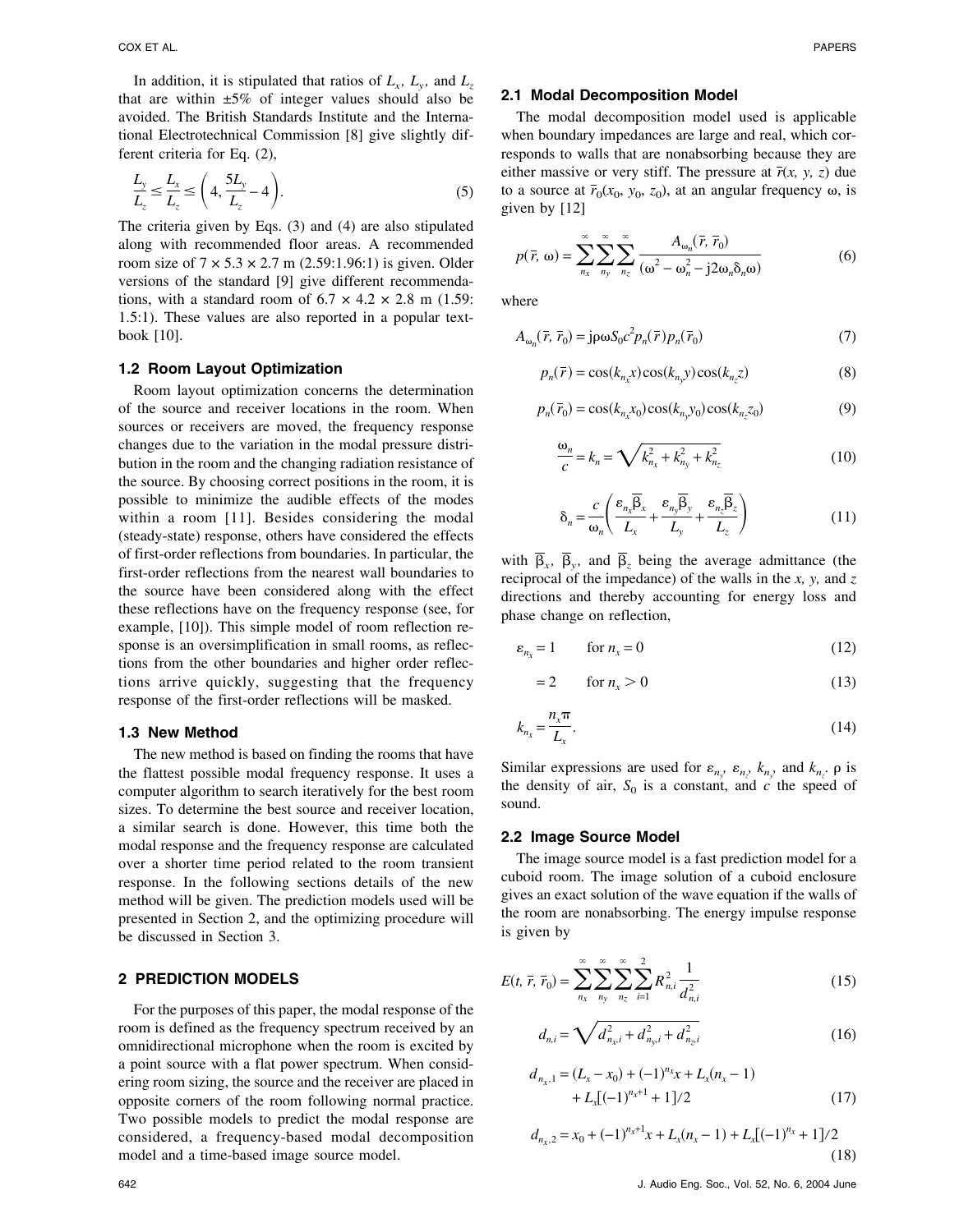In addition, it is stipulated that ratios of $L_x$, $L_y$, and $L_z$ that are within ±5% of integer values should also be avoided. The British Standards Institute and the International Electrotechnical Commission [8] give slightly different criteria for Eq. (2),

$$\frac{L_y}{L_z} \leq \frac{L_x}{L_z} \leq \left(4, \frac{5L_y}{L_z} - 4\right). \tag{5}$$

The criteria given by Eqs. (3) and (4) are also stipulated along with recommended floor areas. A recommended room size of 7 × 5.3 × 2.7 m (2.59:1.96:1) is given. Older versions of the standard [9] give different recommendations, with a standard room of 6.7 × 4.2 × 2.8 m (1.59: 1.5:1). These values are also reported in a popular textbook [10].

### 1.2 Room Layout Optimization

Room layout optimization concerns the determination of the source and receiver locations in the room. When sources or receivers are moved, the frequency response changes due to the variation in the modal pressure distribution in the room and the changing radiation resistance of the source. By choosing correct positions in the room, it is possible to minimize the audible effects of the modes within a room [11]. Besides considering the modal (steady-state) response, others have considered the effects of first-order reflections from boundaries. In particular, the first-order reflections from the nearest wall boundaries to the source have been considered along with the effect these reflections have on the frequency response (see, for example, [10]). This simple model of room reflection response is an oversimplification in small rooms, as reflections from the other boundaries and higher order reflections arrive quickly, suggesting that the frequency response of the first-order reflections will be masked.

### 1.3 New Method

The new method is based on finding the rooms that have the flattest possible modal frequency response. It uses a computer algorithm to search iteratively for the best room sizes. To determine the best source and receiver location, a similar search is done. However, this time both the modal response and the frequency response are calculated over a shorter time period related to the room transient response. In the following sections details of the new method will be given. The prediction models used will be presented in Section 2, and the optimizing procedure will be discussed in Section 3.

## 2 PREDICTION MODELS

For the purposes of this paper, the modal response of the room is defined as the frequency spectrum received by an omnidirectional microphone when the room is excited by a point source with a flat power spectrum. When considering room sizing, the source and the receiver are placed in opposite corners of the room following normal practice. Two possible models to predict the modal response are considered, a frequency-based modal decomposition model and a time-based image source model.

### 2.1 Modal Decomposition Model

The modal decomposition model used is applicable when boundary impedances are large and real, which corresponds to walls that are nonabsorbing because they are either massive or very stiff. The pressure at $\bar{r}(x, y, z)$ due to a source at $\bar{r}_0(x_0, y_0, z_0)$, at an angular frequency ω, is given by [12]

$$p(\bar{r}, \omega) = \sum_{n_x}^{\infty}\sum_{n_y}^{\infty}\sum_{n_z}^{\infty} \frac{A_{\omega_n}(\bar{r}, \bar{r}_0)}{(\omega^2 - \omega_n^2 - j2\omega_n\delta_n\omega)} \tag{6}$$

where

$$A_{\omega_n}(\bar{r}, \bar{r}_0) = j\rho\omega S_0 c^2 p_n(\bar{r}) p_n(\bar{r}_0) \tag{7}$$

$$p_n(\bar{r}) = \cos(k_{n_x}x)\cos(k_{n_y}y)\cos(k_{n_z}z) \tag{8}$$

$$p_n(\bar{r}_0) = \cos(k_{n_x}x_0)\cos(k_{n_y}y_0)\cos(k_{n_z}z_0) \tag{9}$$

$$\frac{\omega_n}{c} = k_n = \sqrt{k_{n_x}^2 + k_{n_y}^2 + k_{n_z}^2} \tag{10}$$

$$\delta_n = \frac{c}{\omega_n}\left(\frac{\varepsilon_{n_x}\bar{\beta}_x}{L_x} + \frac{\varepsilon_{n_y}\bar{\beta}_y}{L_y} + \frac{\varepsilon_{n_z}\bar{\beta}_z}{L_z}\right) \tag{11}$$

with $\bar{\beta}_x$, $\bar{\beta}_y$, and $\bar{\beta}_z$ being the average admittance (the reciprocal of the impedance) of the walls in the *x, y,* and *z* directions and thereby accounting for energy loss and phase change on reflection,

$$\varepsilon_{n_x} = 1 \qquad \text{for } n_x = 0 \tag{12}$$

$$= 2 \qquad \text{for } n_x > 0 \tag{13}$$

$$k_{n_x} = \frac{n_x \pi}{L_x}. \tag{14}$$

Similar expressions are used for $\varepsilon_{n_y}$, $\varepsilon_{n_z}$, $k_{n_y}$, and $k_{n_z}$. ρ is the density of air, $S_0$ is a constant, and $c$ the speed of sound.

### 2.2 Image Source Model

The image source model is a fast prediction model for a cuboid room. The image solution of a cuboid enclosure gives an exact solution of the wave equation if the walls of the room are nonabsorbing. The energy impulse response is given by

$$E(t, \bar{r}, \bar{r}_0) = \sum_{n_x}^{\infty}\sum_{n_y}^{\infty}\sum_{n_z}^{\infty}\sum_{i=1}^{2} R_{n,i}^2 \frac{1}{d_{n,i}^2} \tag{15}$$

$$d_{n,i} = \sqrt{d_{n_x,i}^2 + d_{n_y,i}^2 + d_{n_z,i}^2} \tag{16}$$

$$d_{n_x,1} = (L_x - x_0) + (-1)^{n_x}x + L_x(n_x - 1) + L_x[(-1)^{n_x+1} + 1]/2 \tag{17}$$

$$d_{n_x,2} = x_0 + (-1)^{n_x+1}x + L_x(n_x - 1) + L_x[(-1)^{n_x} + 1]/2 \tag{18}$$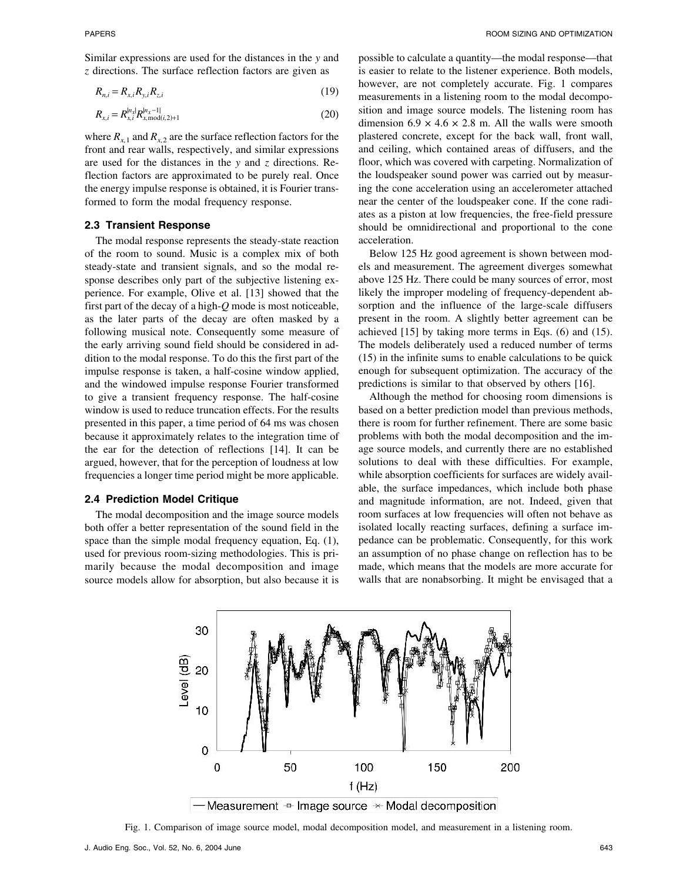Similar expressions are used for the distances in the $y$ and $z$ directions. The surface reflection factors are given as

$$R_{n,i} = R_{x,i} R_{y,i} R_{z,i} \tag{19}$$

$$R_{x,i} = R_{x,i}^{|n_x|} R_{x,\text{mod}(i,2)+1}^{|n_x - 1|} \tag{20}$$

where $R_{x,1}$ and $R_{x,2}$ are the surface reflection factors for the front and rear walls, respectively, and similar expressions are used for the distances in the $y$ and $z$ directions. Reflection factors are approximated to be purely real. Once the energy impulse response is obtained, it is Fourier transformed to form the modal frequency response.

### 2.3 Transient Response

The modal response represents the steady-state reaction of the room to sound. Music is a complex mix of both steady-state and transient signals, and so the modal response describes only part of the subjective listening experience. For example, Olive et al. [13] showed that the first part of the decay of a high-$Q$ mode is most noticeable, as the later parts of the decay are often masked by a following musical note. Consequently some measure of the early arriving sound field should be considered in addition to the modal response. To do this the first part of the impulse response is taken, a half-cosine window applied, and the windowed impulse response Fourier transformed to give a transient frequency response. The half-cosine window is used to reduce truncation effects. For the results presented in this paper, a time period of 64 ms was chosen because it approximately relates to the integration time of the ear for the detection of reflections [14]. It can be argued, however, that for the perception of loudness at low frequencies a longer time period might be more applicable.

### 2.4 Prediction Model Critique

The modal decomposition and the image source models both offer a better representation of the sound field in the space than the simple modal frequency equation, Eq. (1), used for previous room-sizing methodologies. This is primarily because the modal decomposition and image source models allow for absorption, but also because it is possible to calculate a quantity—the modal response—that is easier to relate to the listener experience. Both models, however, are not completely accurate. Fig. 1 compares measurements in a listening room to the modal decomposition and image source models. The listening room has dimension 6.9 × 4.6 × 2.8 m. All the walls were smooth plastered concrete, except for the back wall, front wall, and ceiling, which contained areas of diffusers, and the floor, which was covered with carpeting. Normalization of the loudspeaker sound power was carried out by measuring the cone acceleration using an accelerometer attached near the center of the loudspeaker cone. If the cone radiates as a piston at low frequencies, the free-field pressure should be omnidirectional and proportional to the cone acceleration.

Below 125 Hz good agreement is shown between models and measurement. The agreement diverges somewhat above 125 Hz. There could be many sources of error, most likely the improper modeling of frequency-dependent absorption and the influence of the large-scale diffusers present in the room. A slightly better agreement can be achieved [15] by taking more terms in Eqs. (6) and (15). The models deliberately used a reduced number of terms (15) in the infinite sums to enable calculations to be quick enough for subsequent optimization. The accuracy of the predictions is similar to that observed by others [16].

Although the method for choosing room dimensions is based on a better prediction model than previous methods, there is room for further refinement. There are some basic problems with both the modal decomposition and the image source models, and currently there are no established solutions to deal with these difficulties. For example, while absorption coefficients for surfaces are widely available, the surface impedances, which include both phase and magnitude information, are not. Indeed, given that room surfaces at low frequencies will often not behave as isolated locally reacting surfaces, defining a surface impedance can be problematic. Consequently, for this work an assumption of no phase change on reflection has to be made, which means that the models are more accurate for walls that are nonabsorbing. It might be envisaged that a

Fig. 1. Comparison of image source model, modal decomposition model, and measurement in a listening room.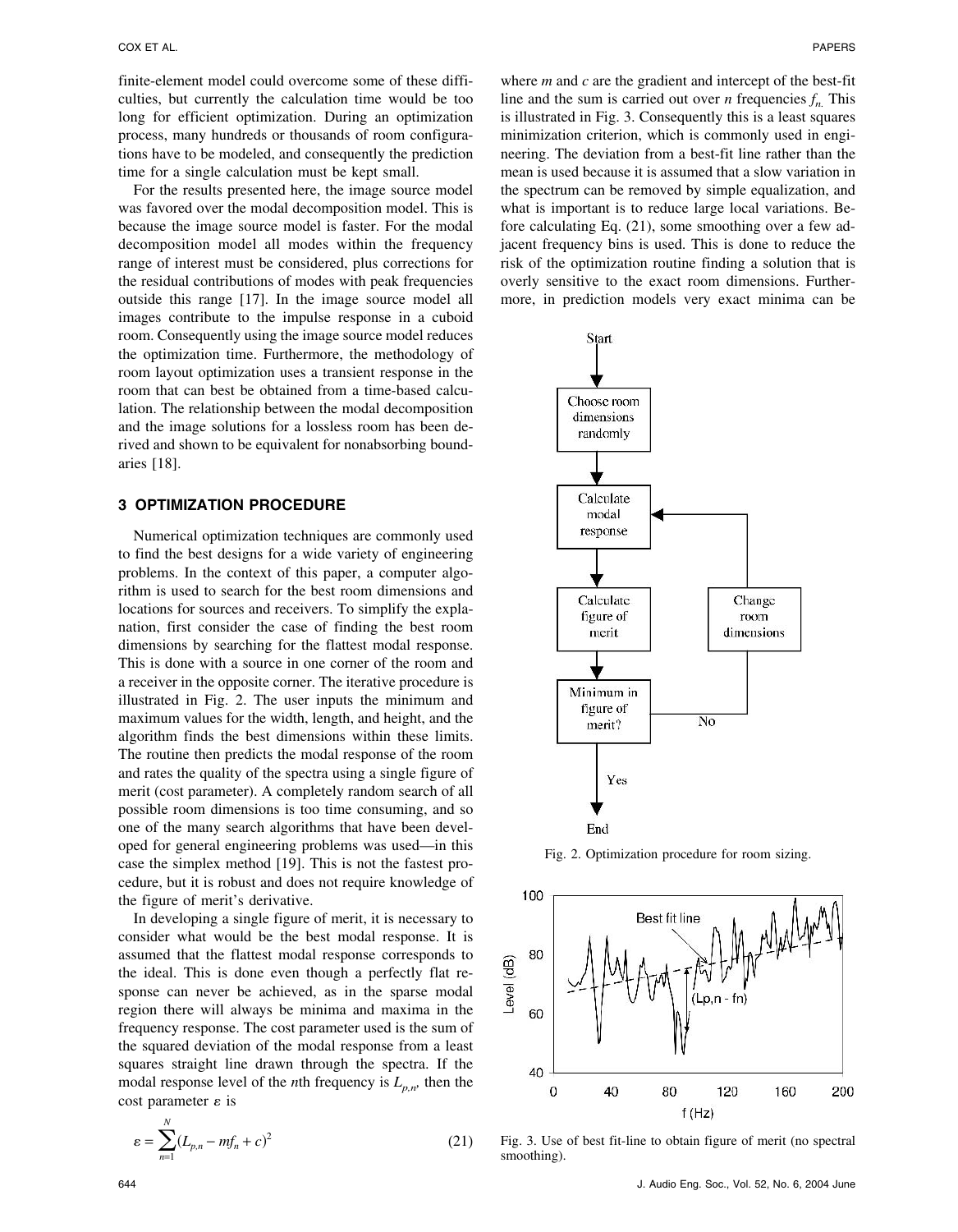finite-element model could overcome some of these difficulties, but currently the calculation time would be too long for efficient optimization. During an optimization process, many hundreds or thousands of room configurations have to be modeled, and consequently the prediction time for a single calculation must be kept small.

For the results presented here, the image source model was favored over the modal decomposition model. This is because the image source model is faster. For the modal decomposition model all modes within the frequency range of interest must be considered, plus corrections for the residual contributions of modes with peak frequencies outside this range [17]. In the image source model all images contribute to the impulse response in a cuboid room. Consequently using the image source model reduces the optimization time. Furthermore, the methodology of room layout optimization uses a transient response in the room that can best be obtained from a time-based calculation. The relationship between the modal decomposition and the image solutions for a lossless room has been derived and shown to be equivalent for nonabsorbing boundaries [18].

## 3 OPTIMIZATION PROCEDURE

Numerical optimization techniques are commonly used to find the best designs for a wide variety of engineering problems. In the context of this paper, a computer algorithm is used to search for the best room dimensions and locations for sources and receivers. To simplify the explanation, first consider the case of finding the best room dimensions by searching for the flattest modal response. This is done with a source in one corner of the room and a receiver in the opposite corner. The iterative procedure is illustrated in Fig. 2. The user inputs the minimum and maximum values for the width, length, and height, and the algorithm finds the best dimensions within these limits. The routine then predicts the modal response of the room and rates the quality of the spectra using a single figure of merit (cost parameter). A completely random search of all possible room dimensions is too time consuming, and so one of the many search algorithms that have been developed for general engineering problems was used—in this case the simplex method [19]. This is not the fastest procedure, but it is robust and does not require knowledge of the figure of merit's derivative.

In developing a single figure of merit, it is necessary to consider what would be the best modal response. It is assumed that the flattest modal response corresponds to the ideal. This is done even though a perfectly flat response can never be achieved, as in the sparse modal region there will always be minima and maxima in the frequency response. The cost parameter used is the sum of the squared deviation of the modal response from a least squares straight line drawn through the spectra. If the modal response level of the $n$th frequency is $L_{p,n}$, then the cost parameter $\varepsilon$ is

$$\varepsilon = \sum_{n=1}^{N} (L_{p,n} - mf_n + c)^2 \tag{21}$$

where $m$ and $c$ are the gradient and intercept of the best-fit line and the sum is carried out over $n$ frequencies $f_n$. This is illustrated in Fig. 3. Consequently this is a least squares minimization criterion, which is commonly used in engineering. The deviation from a best-fit line rather than the mean is used because it is assumed that a slow variation in the spectrum can be removed by simple equalization, and what is important is to reduce large local variations. Before calculating Eq. (21), some smoothing over a few adjacent frequency bins is used. This is done to reduce the risk of the optimization routine finding a solution that is overly sensitive to the exact room dimensions. Furthermore, in prediction models very exact minima can be

Start → Choose room dimensions randomly → Calculate modal response → Calculate figure of merit → Minimum in figure of merit? — No → Change room dimensions → (back to Calculate modal response); Yes → End

Fig. 2. Optimization procedure for room sizing.

Fig. 3. Use of best fit-line to obtain figure of merit (no spectral smoothing).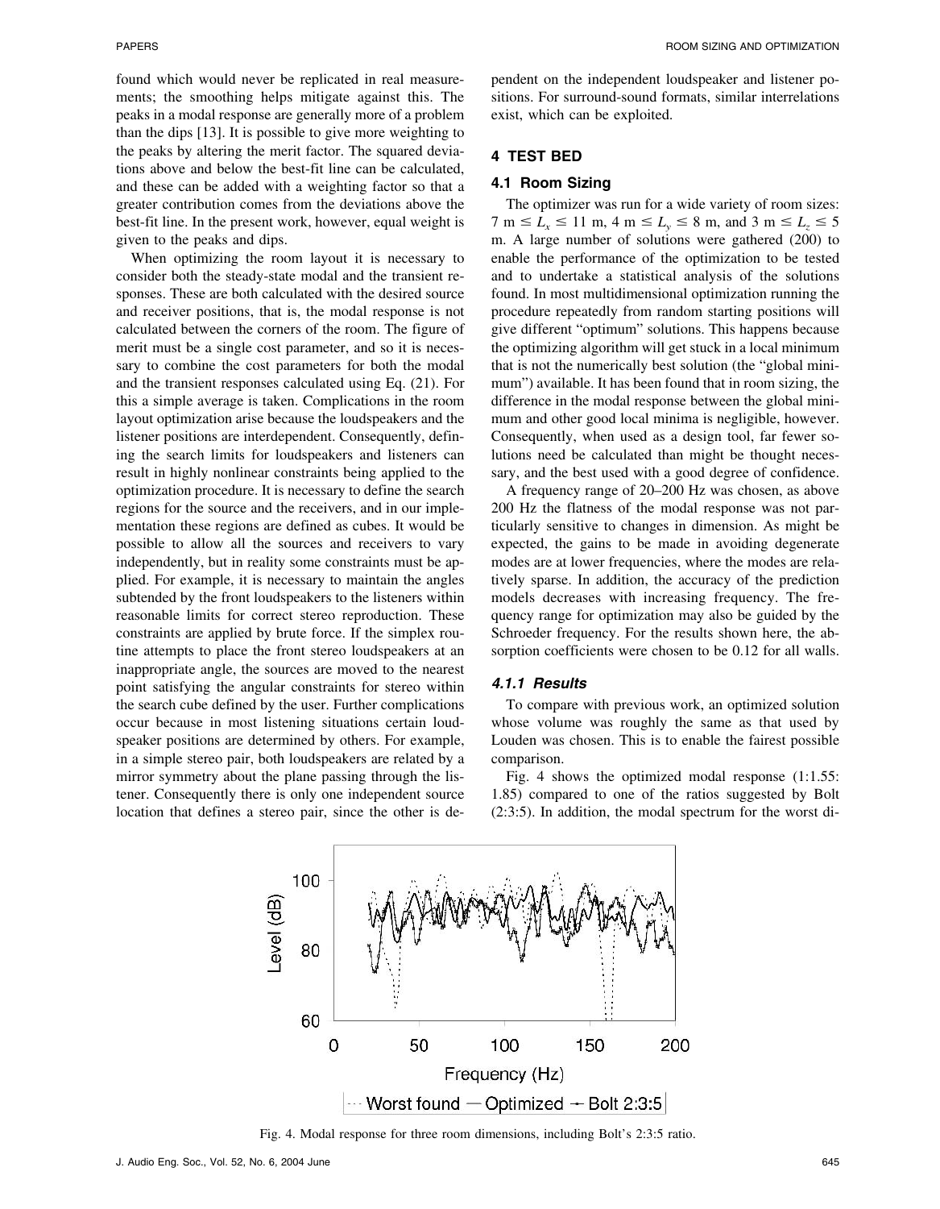found which would never be replicated in real measurements; the smoothing helps mitigate against this. The peaks in a modal response are generally more of a problem than the dips [13]. It is possible to give more weighting to the peaks by altering the merit factor. The squared deviations above and below the best-fit line can be calculated, and these can be added with a weighting factor so that a greater contribution comes from the deviations above the best-fit line. In the present work, however, equal weight is given to the peaks and dips.

When optimizing the room layout it is necessary to consider both the steady-state modal and the transient responses. These are both calculated with the desired source and receiver positions, that is, the modal response is not calculated between the corners of the room. The figure of merit must be a single cost parameter, and so it is necessary to combine the cost parameters for both the modal and the transient responses calculated using Eq. (21). For this a simple average is taken. Complications in the room layout optimization arise because the loudspeakers and the listener positions are interdependent. Consequently, defining the search limits for loudspeakers and listeners can result in highly nonlinear constraints being applied to the optimization procedure. It is necessary to define the search regions for the source and the receivers, and in our implementation these regions are defined as cubes. It would be possible to allow all the sources and receivers to vary independently, but in reality some constraints must be applied. For example, it is necessary to maintain the angles subtended by the front loudspeakers to the listeners within reasonable limits for correct stereo reproduction. These constraints are applied by brute force. If the simplex routine attempts to place the front stereo loudspeakers at an inappropriate angle, the sources are moved to the nearest point satisfying the angular constraints for stereo within the search cube defined by the user. Further complications occur because in most listening situations certain loudspeaker positions are determined by others. For example, in a simple stereo pair, both loudspeakers are related by a mirror symmetry about the plane passing through the listener. Consequently there is only one independent source location that defines a stereo pair, since the other is dependent on the independent loudspeaker and listener positions. For surround-sound formats, similar interrelations exist, which can be exploited.

## 4 TEST BED

### 4.1 Room Sizing

The optimizer was run for a wide variety of room sizes: 7 m $\leq L_x \leq$ 11 m, 4 m $\leq L_y \leq$ 8 m, and 3 m $\leq L_z \leq$ 5 m. A large number of solutions were gathered (200) to enable the performance of the optimization to be tested and to undertake a statistical analysis of the solutions found. In most multidimensional optimization running the procedure repeatedly from random starting positions will give different "optimum" solutions. This happens because the optimizing algorithm will get stuck in a local minimum that is not the numerically best solution (the "global minimum") available. It has been found that in room sizing, the difference in the modal response between the global minimum and other good local minima is negligible, however. Consequently, when used as a design tool, far fewer solutions need be calculated than might be thought necessary, and the best used with a good degree of confidence.

A frequency range of 20–200 Hz was chosen, as above 200 Hz the flatness of the modal response was not particularly sensitive to changes in dimension. As might be expected, the gains to be made in avoiding degenerate modes are at lower frequencies, where the modes are relatively sparse. In addition, the accuracy of the prediction models decreases with increasing frequency. The frequency range for optimization may also be guided by the Schroeder frequency. For the results shown here, the absorption coefficients were chosen to be 0.12 for all walls.

#### 4.1.1 Results

To compare with previous work, an optimized solution whose volume was roughly the same as that used by Louden was chosen. This is to enable the fairest possible comparison.

Fig. 4 shows the optimized modal response (1:1.55: 1.85) compared to one of the ratios suggested by Bolt (2:3:5). In addition, the modal spectrum for the worst di-

Fig. 4. Modal response for three room dimensions, including Bolt's 2:3:5 ratio.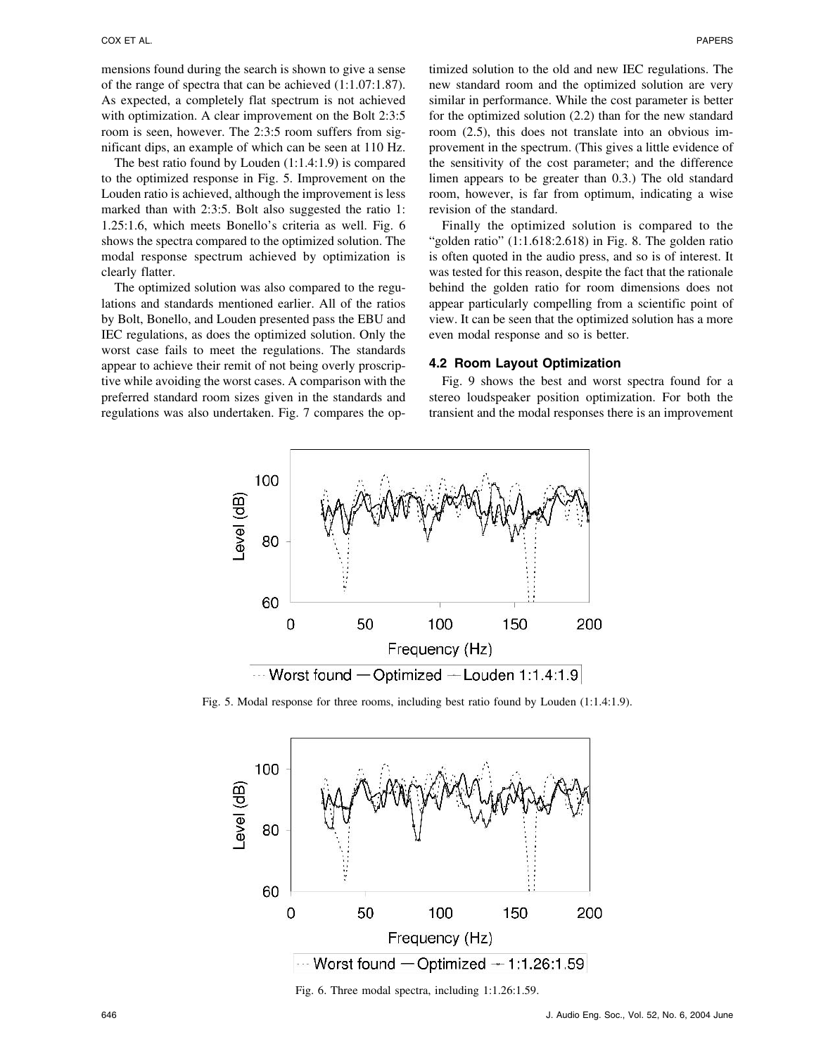mensions found during the search is shown to give a sense of the range of spectra that can be achieved (1:1.07:1.87). As expected, a completely flat spectrum is not achieved with optimization. A clear improvement on the Bolt 2:3:5 room is seen, however. The 2:3:5 room suffers from significant dips, an example of which can be seen at 110 Hz.

The best ratio found by Louden (1:1.4:1.9) is compared to the optimized response in Fig. 5. Improvement on the Louden ratio is achieved, although the improvement is less marked than with 2:3:5. Bolt also suggested the ratio 1: 1.25:1.6, which meets Bonello's criteria as well. Fig. 6 shows the spectra compared to the optimized solution. The modal response spectrum achieved by optimization is clearly flatter.

The optimized solution was also compared to the regulations and standards mentioned earlier. All of the ratios by Bolt, Bonello, and Louden presented pass the EBU and IEC regulations, as does the optimized solution. Only the worst case fails to meet the regulations. The standards appear to achieve their remit of not being overly proscriptive while avoiding the worst cases. A comparison with the preferred standard room sizes given in the standards and regulations was also undertaken. Fig. 7 compares the optimized solution to the old and new IEC regulations. The new standard room and the optimized solution are very similar in performance. While the cost parameter is better for the optimized solution (2.2) than for the new standard room (2.5), this does not translate into an obvious improvement in the spectrum. (This gives a little evidence of the sensitivity of the cost parameter; and the difference limen appears to be greater than 0.3.) The old standard room, however, is far from optimum, indicating a wise revision of the standard.

Finally the optimized solution is compared to the "golden ratio" (1:1.618:2.618) in Fig. 8. The golden ratio is often quoted in the audio press, and so is of interest. It was tested for this reason, despite the fact that the rationale behind the golden ratio for room dimensions does not appear particularly compelling from a scientific point of view. It can be seen that the optimized solution has a more even modal response and so is better.

### 4.2 Room Layout Optimization

Fig. 9 shows the best and worst spectra found for a stereo loudspeaker position optimization. For both the transient and the modal responses there is an improvement

Fig. 5. Modal response for three rooms, including best ratio found by Louden (1:1.4:1.9).

Fig. 6. Three modal spectra, including 1:1.26:1.59.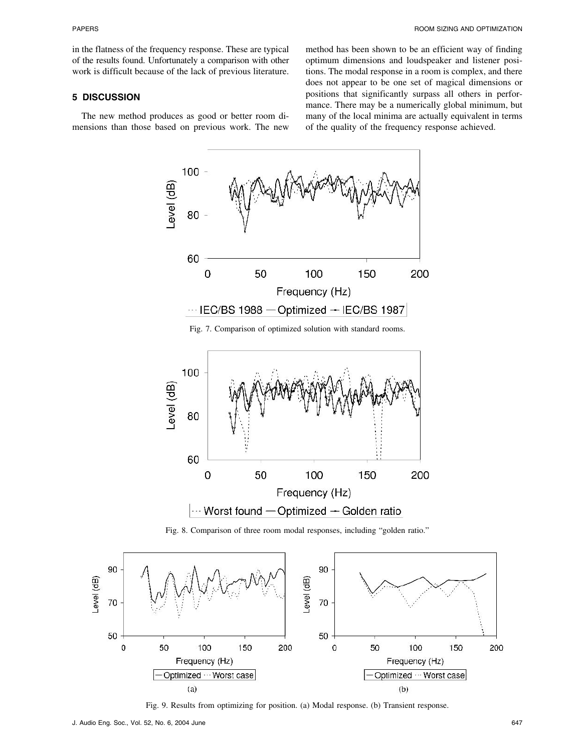in the flatness of the frequency response. These are typical of the results found. Unfortunately a comparison with other work is difficult because of the lack of previous literature.

## 5 DISCUSSION

The new method produces as good or better room dimensions than those based on previous work. The new method has been shown to be an efficient way of finding optimum dimensions and loudspeaker and listener positions. The modal response in a room is complex, and there does not appear to be one set of magical dimensions or positions that significantly surpass all others in performance. There may be a numerically global minimum, but many of the local minima are actually equivalent in terms of the quality of the frequency response achieved.

Fig. 7. Comparison of optimized solution with standard rooms.

Fig. 8. Comparison of three room modal responses, including "golden ratio."

Fig. 9. Results from optimizing for position. (a) Modal response. (b) Transient response.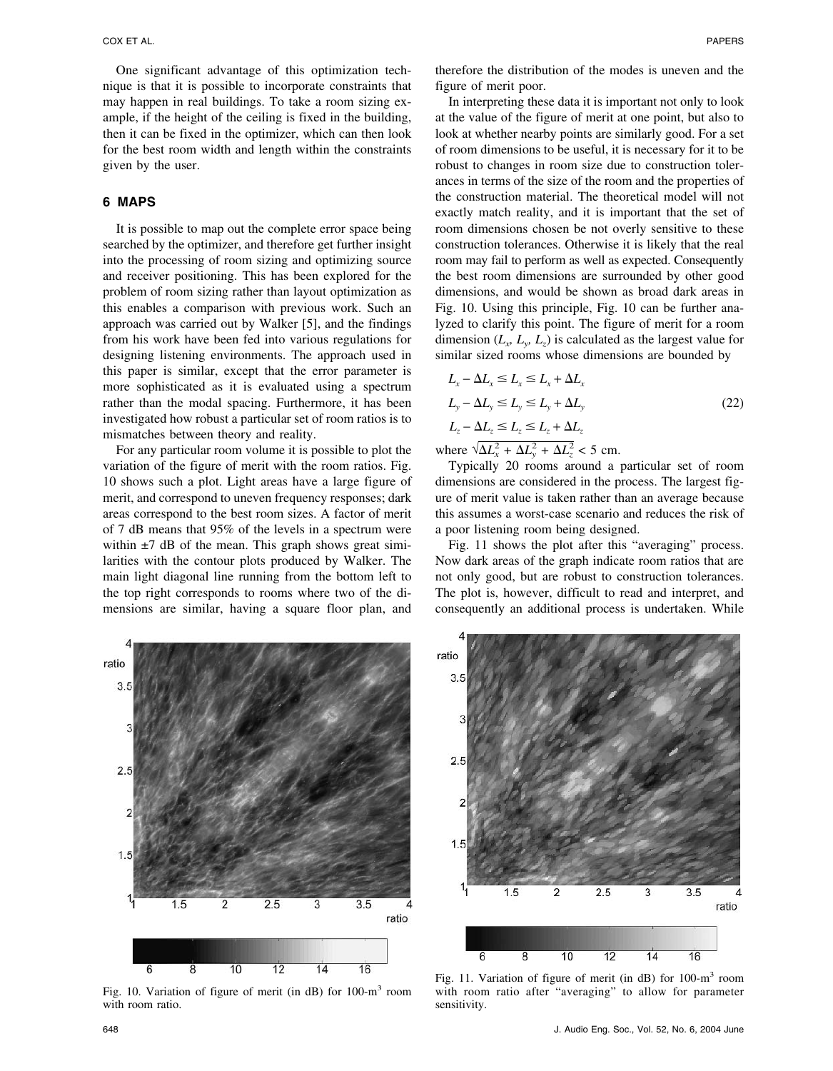One significant advantage of this optimization technique is that it is possible to incorporate constraints that may happen in real buildings. To take a room sizing example, if the height of the ceiling is fixed in the building, then it can be fixed in the optimizer, which can then look for the best room width and length within the constraints given by the user.

## 6 MAPS

It is possible to map out the complete error space being searched by the optimizer, and therefore get further insight into the processing of room sizing and optimizing source and receiver positioning. This has been explored for the problem of room sizing rather than layout optimization as this enables a comparison with previous work. Such an approach was carried out by Walker [5], and the findings from his work have been fed into various regulations for designing listening environments. The approach used in this paper is similar, except that the error parameter is more sophisticated as it is evaluated using a spectrum rather than the modal spacing. Furthermore, it has been investigated how robust a particular set of room ratios is to mismatches between theory and reality.

For any particular room volume it is possible to plot the variation of the figure of merit with the room ratios. Fig. 10 shows such a plot. Light areas have a large figure of merit, and correspond to uneven frequency responses; dark areas correspond to the best room sizes. A factor of merit of 7 dB means that 95% of the levels in a spectrum were within ±7 dB of the mean. This graph shows great similarities with the contour plots produced by Walker. The main light diagonal line running from the bottom left to the top right corresponds to rooms where two of the dimensions are similar, having a square floor plan, and therefore the distribution of the modes is uneven and the figure of merit poor.

In interpreting these data it is important not only to look at the value of the figure of merit at one point, but also to look at whether nearby points are similarly good. For a set of room dimensions to be useful, it is necessary for it to be robust to changes in room size due to construction tolerances in terms of the size of the room and the properties of the construction material. The theoretical model will not exactly match reality, and it is important that the set of room dimensions chosen be not overly sensitive to these construction tolerances. Otherwise it is likely that the real room may fail to perform as well as expected. Consequently the best room dimensions are surrounded by other good dimensions, and would be shown as broad dark areas in Fig. 10. Using this principle, Fig. 10 can be further analyzed to clarify this point. The figure of merit for a room dimension ($L_x$, $L_y$, $L_z$) is calculated as the largest value for similar sized rooms whose dimensions are bounded by

$$
\begin{aligned}
L_x - \Delta L_x &\leq L_x \leq L_x + \Delta L_x \\
L_y - \Delta L_y &\leq L_y \leq L_y + \Delta L_y \\
L_z - \Delta L_z &\leq L_z \leq L_z + \Delta L_z
\end{aligned}
\tag{22}
$$

where $\sqrt{\Delta L_x^2 + \Delta L_y^2 + \Delta L_z^2} < 5$ cm.

Typically 20 rooms around a particular set of room dimensions are considered in the process. The largest figure of merit value is taken rather than an average because this assumes a worst-case scenario and reduces the risk of a poor listening room being designed.

Fig. 11 shows the plot after this "averaging" process. Now dark areas of the graph indicate room ratios that are not only good, but are robust to construction tolerances. The plot is, however, difficult to read and interpret, and consequently an additional process is undertaken. While

Fig. 10. Variation of figure of merit (in dB) for 100-m$^3$ room with room ratio.

Fig. 11. Variation of figure of merit (in dB) for 100-m$^3$ room with room ratio after "averaging" to allow for parameter sensitivity.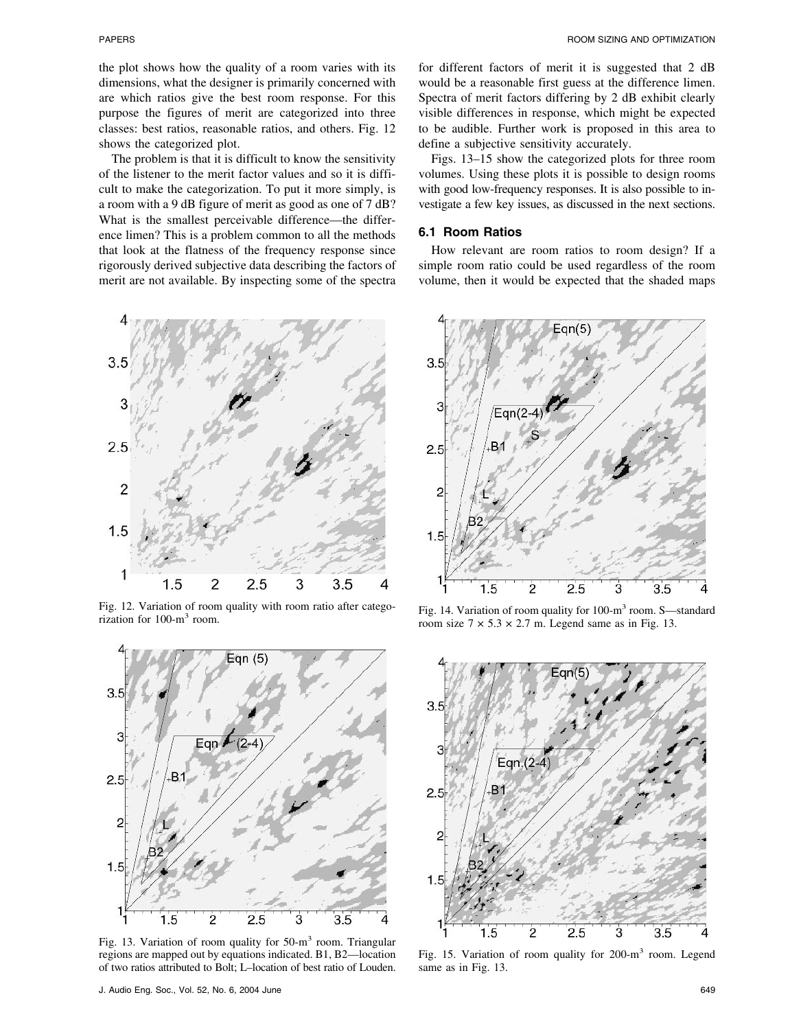the plot shows how the quality of a room varies with its dimensions, what the designer is primarily concerned with are which ratios give the best room response. For this purpose the figures of merit are categorized into three classes: best ratios, reasonable ratios, and others. Fig. 12 shows the categorized plot.

The problem is that it is difficult to know the sensitivity of the listener to the merit factor values and so it is difficult to make the categorization. To put it more simply, is a room with a 9 dB figure of merit as good as one of 7 dB? What is the smallest perceivable difference—the difference limen? This is a problem common to all the methods that look at the flatness of the frequency response since rigorously derived subjective data describing the factors of merit are not available. By inspecting some of the spectra for different factors of merit it is suggested that 2 dB would be a reasonable first guess at the difference limen. Spectra of merit factors differing by 2 dB exhibit clearly visible differences in response, which might be expected to be audible. Further work is proposed in this area to define a subjective sensitivity accurately.

Figs. 13–15 show the categorized plots for three room volumes. Using these plots it is possible to design rooms with good low-frequency responses. It is also possible to investigate a few key issues, as discussed in the next sections.

### 6.1 Room Ratios

How relevant are room ratios to room design? If a simple room ratio could be used regardless of the room volume, then it would be expected that the shaded maps

Fig. 12. Variation of room quality with room ratio after categorization for 100-m$^3$ room.

Fig. 13. Variation of room quality for 50-m$^3$ room. Triangular regions are mapped out by equations indicated. B1, B2—location of two ratios attributed to Bolt; L–location of best ratio of Louden.

Fig. 14. Variation of room quality for 100-m$^3$ room. S—standard room size $7 \times 5.3 \times 2.7$ m. Legend same as in Fig. 13.

Fig. 15. Variation of room quality for 200-m$^3$ room. Legend same as in Fig. 13.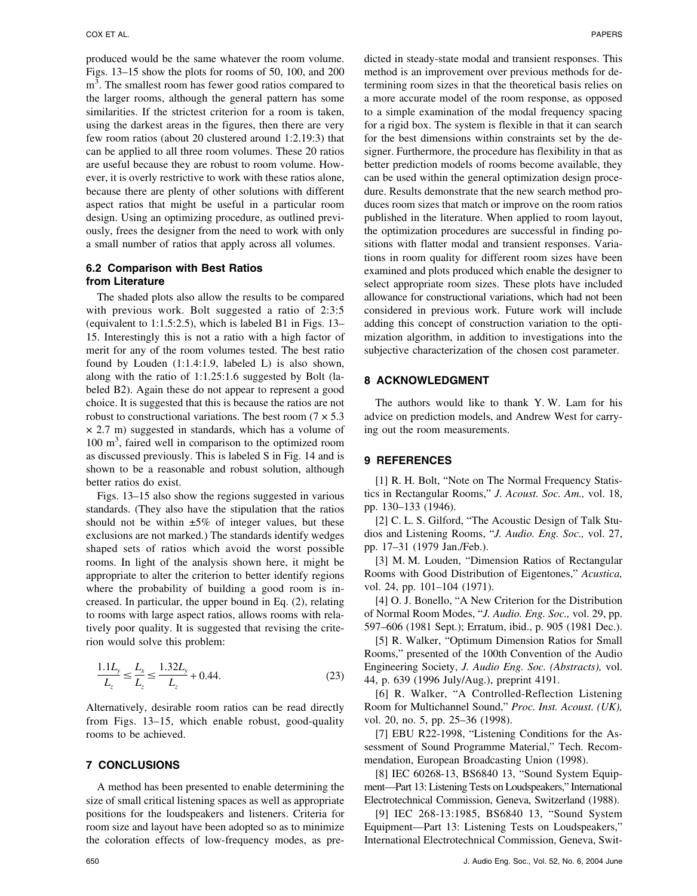produced would be the same whatever the room volume. Figs. 13–15 show the plots for rooms of 50, 100, and 200 $m^3$. The smallest room has fewer good ratios compared to the larger rooms, although the general pattern has some similarities. If the strictest criterion for a room is taken, using the darkest areas in the figures, then there are very few room ratios (about 20 clustered around 1:2.19:3) that can be applied to all three room volumes. These 20 ratios are useful because they are robust to room volume. However, it is overly restrictive to work with these ratios alone, because there are plenty of other solutions with different aspect ratios that might be useful in a particular room design. Using an optimizing procedure, as outlined previously, frees the designer from the need to work with only a small number of ratios that apply across all volumes.

### 6.2 Comparison with Best Ratios from Literature

The shaded plots also allow the results to be compared with previous work. Bolt suggested a ratio of 2:3:5 (equivalent to 1:1.5:2.5), which is labeled B1 in Figs. 13–15. Interestingly this is not a ratio with a high factor of merit for any of the room volumes tested. The best ratio found by Louden (1:1.4:1.9, labeled L) is also shown, along with the ratio of 1:1.25:1.6 suggested by Bolt (labeled B2). Again these do not appear to represent a good choice. It is suggested that this is because the ratios are not robust to constructional variations. The best room (7 × 5.3 × 2.7 m) suggested in standards, which has a volume of 100 $m^3$, faired well in comparison to the optimized room as discussed previously. This is labeled S in Fig. 14 and is shown to be a reasonable and robust solution, although better ratios do exist.

Figs. 13–15 also show the regions suggested in various standards. (They also have the stipulation that the ratios should not be within ±5% of integer values, but these exclusions are not marked.) The standards identify wedges shaped sets of ratios which avoid the worst possible rooms. In light of the analysis shown here, it might be appropriate to alter the criterion to better identify regions where the probability of building a good room is increased. In particular, the upper bound in Eq. (2), relating to rooms with large aspect ratios, allows rooms with relatively poor quality. It is suggested that revising the criterion would solve this problem:

$$\frac{1.1L_y}{L_z} \leq \frac{L_x}{L_z} \leq \frac{1.32L_y}{L_z} + 0.44. \tag{23}$$

Alternatively, desirable room ratios can be read directly from Figs. 13–15, which enable robust, good-quality rooms to be achieved.

## 7 CONCLUSIONS

A method has been presented to enable determining the size of small critical listening spaces as well as appropriate positions for the loudspeakers and listeners. Criteria for room size and layout have been adopted so as to minimize the coloration effects of low-frequency modes, as predicted in steady-state modal and transient responses. This method is an improvement over previous methods for determining room sizes in that the theoretical basis relies on a more accurate model of the room response, as opposed to a simple examination of the modal frequency spacing for a rigid box. The system is flexible in that it can search for the best dimensions within constraints set by the designer. Furthermore, the procedure has flexibility in that as better prediction models of rooms become available, they can be used within the general optimization design procedure. Results demonstrate that the new search method produces room sizes that match or improve on the room ratios published in the literature. When applied to room layout, the optimization procedures are successful in finding positions with flatter modal and transient responses. Variations in room quality for different room sizes have been examined and plots produced which enable the designer to select appropriate room sizes. These plots have included allowance for constructional variations, which had not been considered in previous work. Future work will include adding this concept of construction variation to the optimization algorithm, in addition to investigations into the subjective characterization of the chosen cost parameter.

## 8 ACKNOWLEDGMENT

The authors would like to thank Y. W. Lam for his advice on prediction models, and Andrew West for carrying out the room measurements.

## 9 REFERENCES

[1] R. H. Bolt, "Note on The Normal Frequency Statistics in Rectangular Rooms," *J. Acoust. Soc. Am.,* vol. 18, pp. 130–133 (1946).

[2] C. L. S. Gilford, "The Acoustic Design of Talk Studios and Listening Rooms, "*J. Audio. Eng. Soc.,* vol. 27, pp. 17–31 (1979 Jan./Feb.).

[3] M. M. Louden, "Dimension Ratios of Rectangular Rooms with Good Distribution of Eigentones," *Acustica,* vol. 24, pp. 101–104 (1971).

[4] O. J. Bonello, "A New Criterion for the Distribution of Normal Room Modes, "*J. Audio. Eng. Soc.,* vol. 29, pp. 597–606 (1981 Sept.); Erratum, ibid., p. 905 (1981 Dec.).

[5] R. Walker, "Optimum Dimension Ratios for Small Rooms," presented of the 100th Convention of the Audio Engineering Society, *J. Audio Eng. Soc. (Abstracts),* vol. 44, p. 639 (1996 July/Aug.), preprint 4191.

[6] R. Walker, "A Controlled-Reflection Listening Room for Multichannel Sound," *Proc. Inst. Acoust. (UK),* vol. 20, no. 5, pp. 25–36 (1998).

[7] EBU R22-1998, "Listening Conditions for the Assessment of Sound Programme Material," Tech. Recommendation, European Broadcasting Union (1998).

[8] IEC 60268-13, BS6840 13, "Sound System Equipment—Part 13: Listening Tests on Loudspeakers," International Electrotechnical Commission, Geneva, Switzerland (1988).

[9] IEC 268-13:1985, BS6840 13, "Sound System Equipment—Part 13: Listening Tests on Loudspeakers," International Electrotechnical Commission, Geneva, Swit-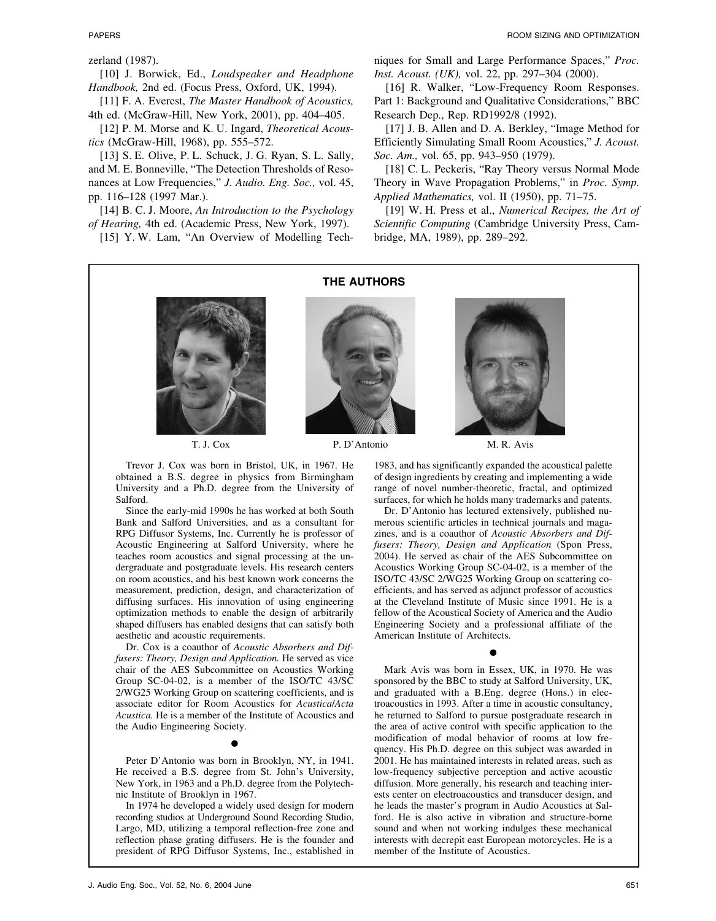zerland (1987).

[10] J. Borwick, Ed., *Loudspeaker and Headphone Handbook,* 2nd ed. (Focus Press, Oxford, UK, 1994).

[11] F. A. Everest, *The Master Handbook of Acoustics,* 4th ed. (McGraw-Hill, New York, 2001), pp. 404–405.

[12] P. M. Morse and K. U. Ingard, *Theoretical Acoustics* (McGraw-Hill, 1968), pp. 555–572.

[13] S. E. Olive, P. L. Schuck, J. G. Ryan, S. L. Sally, and M. E. Bonneville, "The Detection Thresholds of Resonances at Low Frequencies," *J. Audio. Eng. Soc.,* vol. 45, pp. 116–128 (1997 Mar.).

[14] B. C. J. Moore, *An Introduction to the Psychology of Hearing,* 4th ed. (Academic Press, New York, 1997).

[15] Y. W. Lam, "An Overview of Modelling Techniques for Small and Large Performance Spaces," *Proc. Inst. Acoust. (UK),* vol. 22, pp. 297–304 (2000).

[16] R. Walker, "Low-Frequency Room Responses. Part 1: Background and Qualitative Considerations," BBC Research Dep., Rep. RD1992/8 (1992).

[17] J. B. Allen and D. A. Berkley, "Image Method for Efficiently Simulating Small Room Acoustics," *J. Acoust. Soc. Am.,* vol. 65, pp. 943–950 (1979).

[18] C. L. Peckeris, "Ray Theory versus Normal Mode Theory in Wave Propagation Problems," in *Proc. Symp. Applied Mathematics,* vol. II (1950), pp. 71–75.

[19] W. H. Press et al., *Numerical Recipes, the Art of Scientific Computing* (Cambridge University Press, Cambridge, MA, 1989), pp. 289–292.

## THE AUTHORS

T. J. Cox

P. D'Antonio

M. R. Avis

Trevor J. Cox was born in Bristol, UK, in 1967. He obtained a B.S. degree in physics from Birmingham University and a Ph.D. degree from the University of Salford.

Since the early-mid 1990s he has worked at both South Bank and Salford Universities, and as a consultant for RPG Diffusor Systems, Inc. Currently he is professor of Acoustic Engineering at Salford University, where he teaches room acoustics and signal processing at the undergraduate and postgraduate levels. His research centers on room acoustics, and his best known work concerns the measurement, prediction, design, and characterization of diffusing surfaces. His innovation of using engineering optimization methods to enable the design of arbitrarily shaped diffusers has enabled designs that can satisfy both aesthetic and acoustic requirements.

Dr. Cox is a coauthor of *Acoustic Absorbers and Diffusers: Theory, Design and Application.* He served as vice chair of the AES Subcommittee on Acoustics Working Group SC-04-02, is a member of the ISO/TC 43/SC 2/WG25 Working Group on scattering coefficients, and is associate editor for Room Acoustics for *Acustica/Acta Acustica.* He is a member of the Institute of Acoustics and the Audio Engineering Society.

●

Peter D'Antonio was born in Brooklyn, NY, in 1941. He received a B.S. degree from St. John's University, New York, in 1963 and a Ph.D. degree from the Polytechnic Institute of Brooklyn in 1967.

In 1974 he developed a widely used design for modern recording studios at Underground Sound Recording Studio, Largo, MD, utilizing a temporal reflection-free zone and reflection phase grating diffusers. He is the founder and president of RPG Diffusor Systems, Inc., established in 1983, and has significantly expanded the acoustical palette of design ingredients by creating and implementing a wide range of novel number-theoretic, fractal, and optimized surfaces, for which he holds many trademarks and patents.

Dr. D'Antonio has lectured extensively, published numerous scientific articles in technical journals and magazines, and is a coauthor of *Acoustic Absorbers and Diffusers: Theory, Design and Application* (Spon Press, 2004). He served as chair of the AES Subcommittee on Acoustics Working Group SC-04-02, is a member of the ISO/TC 43/SC 2/WG25 Working Group on scattering coefficients, and has served as adjunct professor of acoustics at the Cleveland Institute of Music since 1991. He is a fellow of the Acoustical Society of America and the Audio Engineering Society and a professional affiliate of the American Institute of Architects.

●

Mark Avis was born in Essex, UK, in 1970. He was sponsored by the BBC to study at Salford University, UK, and graduated with a B.Eng. degree (Hons.) in electroacoustics in 1993. After a time in acoustic consultancy, he returned to Salford to pursue postgraduate research in the area of active control with specific application to the modification of modal behavior of rooms at low frequency. His Ph.D. degree on this subject was awarded in 2001. He has maintained interests in related areas, such as low-frequency subjective perception and active acoustic diffusion. More generally, his research and teaching interests center on electroacoustics and transducer design, and he leads the master's program in Audio Acoustics at Salford. He is also active in vibration and structure-borne sound and when not working indulges these mechanical interests with decrepit east European motorcycles. He is a member of the Institute of Acoustics.